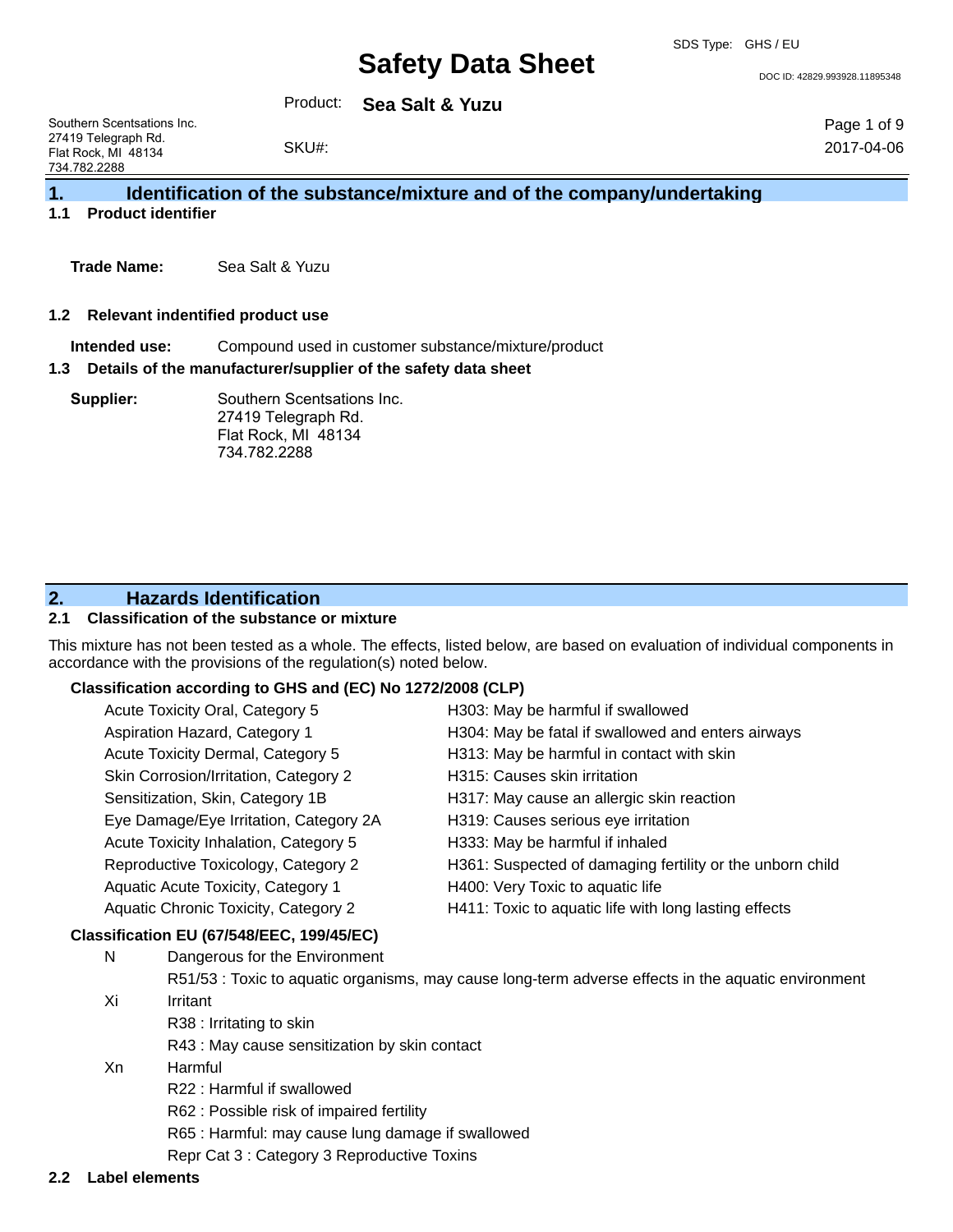# Safety Data Sheet

SDS Type: GHS / EU

DOC ID: 42829.993928.11895348

Product: **Sea Salt & Yuzu**

Southern Scentsations Inc.
27419 Telegraph Rd.
Flat Rock, MI 48134
734.782.2288

SKU#:

2017-04-06

## 1. Identification of the substance/mixture and of the company/undertaking

### 1.1 Product identifier

**Trade Name:** Sea Salt & Yuzu

### 1.2 Relevant indentified product use

**Intended use:** Compound used in customer substance/mixture/product

### 1.3 Details of the manufacturer/supplier of the safety data sheet

**Supplier:** Southern Scentsations Inc.
27419 Telegraph Rd.
Flat Rock, MI 48134
734.782.2288

## 2. Hazards Identification

### 2.1 Classification of the substance or mixture

This mixture has not been tested as a whole. The effects, listed below, are based on evaluation of individual components in accordance with the provisions of the regulation(s) noted below.

**Classification according to GHS and (EC) No 1272/2008 (CLP)**

| | |
|---|---|
| Acute Toxicity Oral, Category 5 | H303: May be harmful if swallowed |
| Aspiration Hazard, Category 1 | H304: May be fatal if swallowed and enters airways |
| Acute Toxicity Dermal, Category 5 | H313: May be harmful in contact with skin |
| Skin Corrosion/Irritation, Category 2 | H315: Causes skin irritation |
| Sensitization, Skin, Category 1B | H317: May cause an allergic skin reaction |
| Eye Damage/Eye Irritation, Category 2A | H319: Causes serious eye irritation |
| Acute Toxicity Inhalation, Category 5 | H333: May be harmful if inhaled |
| Reproductive Toxicology, Category 2 | H361: Suspected of damaging fertility or the unborn child |
| Aquatic Acute Toxicity, Category 1 | H400: Very Toxic to aquatic life |
| Aquatic Chronic Toxicity, Category 2 | H411: Toxic to aquatic life with long lasting effects |

**Classification EU (67/548/EEC, 199/45/EC)**

N Dangerous for the Environment
- R51/53 : Toxic to aquatic organisms, may cause long-term adverse effects in the aquatic environment

Xi Irritant
- R38 : Irritating to skin
- R43 : May cause sensitization by skin contact

Xn Harmful
- R22 : Harmful if swallowed
- R62 : Possible risk of impaired fertility
- R65 : Harmful: may cause lung damage if swallowed
- Repr Cat 3 : Category 3 Reproductive Toxins

### 2.2 Label elements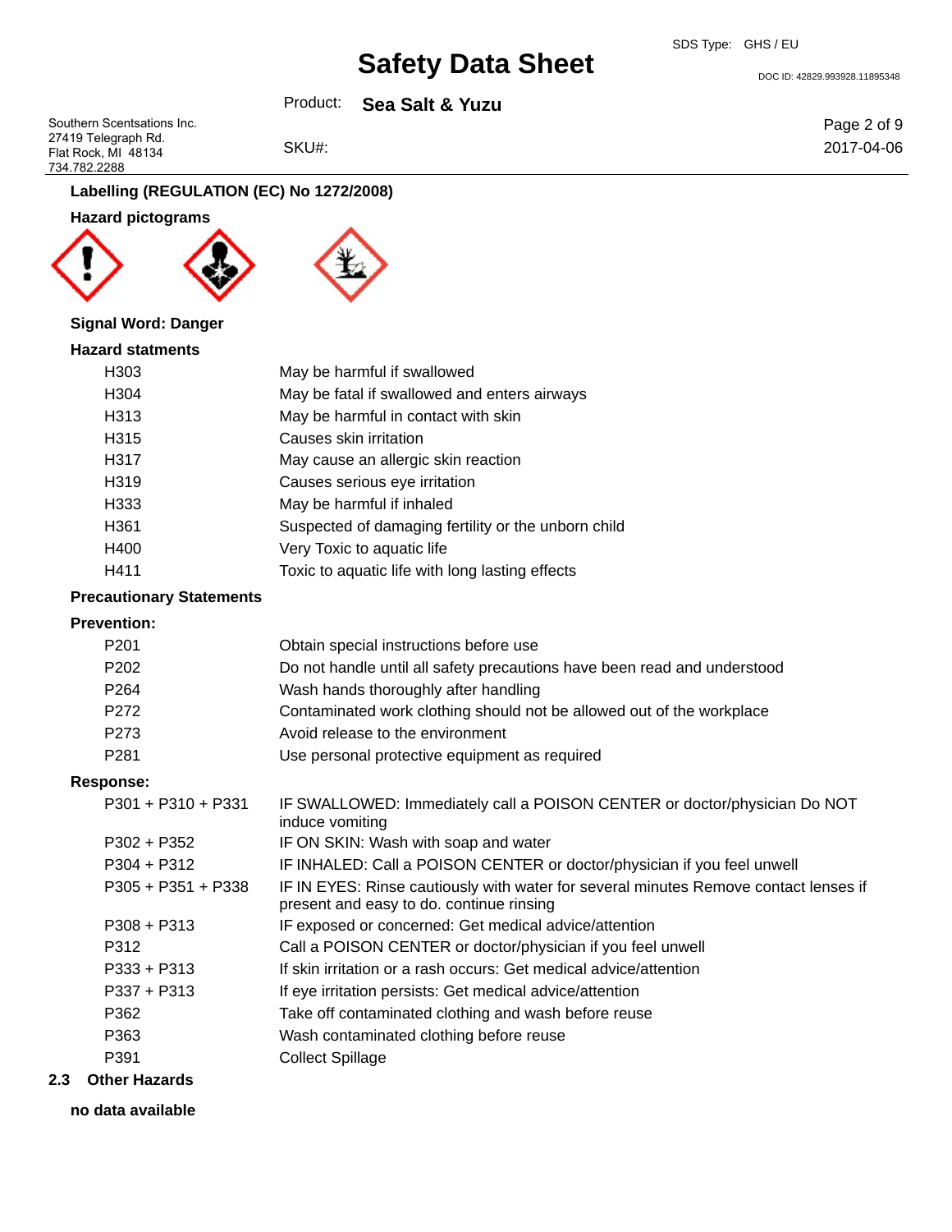### Labelling (REGULATION (EC) No 1272/2008)

**Hazard pictograms**

**Signal Word: Danger**

**Hazard statments**

| | |
|---|---|
| H303 | May be harmful if swallowed |
| H304 | May be fatal if swallowed and enters airways |
| H313 | May be harmful in contact with skin |
| H315 | Causes skin irritation |
| H317 | May cause an allergic skin reaction |
| H319 | Causes serious eye irritation |
| H333 | May be harmful if inhaled |
| H361 | Suspected of damaging fertility or the unborn child |
| H400 | Very Toxic to aquatic life |
| H411 | Toxic to aquatic life with long lasting effects |

**Precautionary Statements**

**Prevention:**

| | |
|---|---|
| P201 | Obtain special instructions before use |
| P202 | Do not handle until all safety precautions have been read and understood |
| P264 | Wash hands thoroughly after handling |
| P272 | Contaminated work clothing should not be allowed out of the workplace |
| P273 | Avoid release to the environment |
| P281 | Use personal protective equipment as required |

**Response:**

| | |
|---|---|
| P301 + P310 + P331 | IF SWALLOWED: Immediately call a POISON CENTER or doctor/physician Do NOT induce vomiting |
| P302 + P352 | IF ON SKIN: Wash with soap and water |
| P304 + P312 | IF INHALED: Call a POISON CENTER or doctor/physician if you feel unwell |
| P305 + P351 + P338 | IF IN EYES: Rinse cautiously with water for several minutes Remove contact lenses if present and easy to do. continue rinsing |
| P308 + P313 | IF exposed or concerned: Get medical advice/attention |
| P312 | Call a POISON CENTER or doctor/physician if you feel unwell |
| P333 + P313 | If skin irritation or a rash occurs: Get medical advice/attention |
| P337 + P313 | If eye irritation persists: Get medical advice/attention |
| P362 | Take off contaminated clothing and wash before reuse |
| P363 | Wash contaminated clothing before reuse |
| P391 | Collect Spillage |

## 2.3 Other Hazards

**no data available**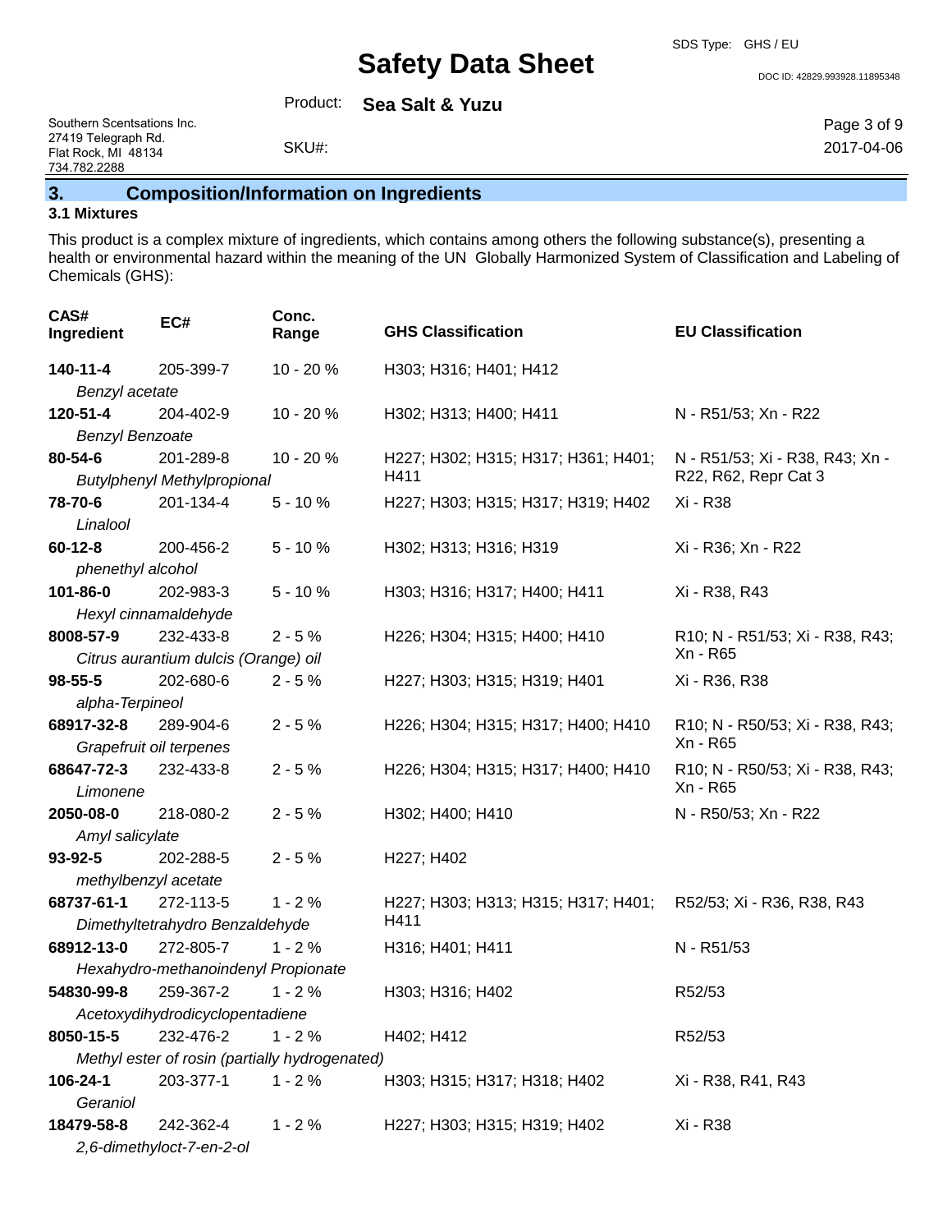## 3. Composition/Information on Ingredients

### 3.1 Mixtures

This product is a complex mixture of ingredients, which contains among others the following substance(s), presenting a health or environmental hazard within the meaning of the UN Globally Harmonized System of Classification and Labeling of Chemicals (GHS):

| CAS# Ingredient | EC# | Conc. Range | GHS Classification | EU Classification |
|---|---|---|---|---|
| **140-11-4** *Benzyl acetate* | 205-399-7 | 10 - 20 % | H303; H316; H401; H412 | |
| **120-51-4** *Benzyl Benzoate* | 204-402-9 | 10 - 20 % | H302; H313; H400; H411 | N - R51/53; Xn - R22 |
| **80-54-6** *Butylphenyl Methylpropional* | 201-289-8 | 10 - 20 % | H227; H302; H315; H317; H361; H401; H411 | N - R51/53; Xi - R38, R43; Xn - R22, R62, Repr Cat 3 |
| **78-70-6** *Linalool* | 201-134-4 | 5 - 10 % | H227; H303; H315; H317; H319; H402 | Xi - R38 |
| **60-12-8** *phenethyl alcohol* | 200-456-2 | 5 - 10 % | H302; H313; H316; H319 | Xi - R36; Xn - R22 |
| **101-86-0** *Hexyl cinnamaldehyde* | 202-983-3 | 5 - 10 % | H303; H316; H317; H400; H411 | Xi - R38, R43 |
| **8008-57-9** *Citrus aurantium dulcis (Orange) oil* | 232-433-8 | 2 - 5 % | H226; H304; H315; H400; H410 | R10; N - R51/53; Xi - R38, R43; Xn - R65 |
| **98-55-5** *alpha-Terpineol* | 202-680-6 | 2 - 5 % | H227; H303; H315; H319; H401 | Xi - R36, R38 |
| **68917-32-8** *Grapefruit oil terpenes* | 289-904-6 | 2 - 5 % | H226; H304; H315; H317; H400; H410 | R10; N - R50/53; Xi - R38, R43; Xn - R65 |
| **68647-72-3** *Limonene* | 232-433-8 | 2 - 5 % | H226; H304; H315; H317; H400; H410 | R10; N - R50/53; Xi - R38, R43; Xn - R65 |
| **2050-08-0** *Amyl salicylate* | 218-080-2 | 2 - 5 % | H302; H400; H410 | N - R50/53; Xn - R22 |
| **93-92-5** *methylbenzyl acetate* | 202-288-5 | 2 - 5 % | H227; H402 | |
| **68737-61-1** *Dimethyltetrahydro Benzaldehyde* | 272-113-5 | 1 - 2 % | H227; H303; H313; H315; H317; H401; H411 | R52/53; Xi - R36, R38, R43 |
| **68912-13-0** *Hexahydro-methanoindenyl Propionate* | 272-805-7 | 1 - 2 % | H316; H401; H411 | N - R51/53 |
| **54830-99-8** *Acetoxydihydrodicyclopentadiene* | 259-367-2 | 1 - 2 % | H303; H316; H402 | R52/53 |
| **8050-15-5** *Methyl ester of rosin (partially hydrogenated)* | 232-476-2 | 1 - 2 % | H402; H412 | R52/53 |
| **106-24-1** *Geraniol* | 203-377-1 | 1 - 2 % | H303; H315; H317; H318; H402 | Xi - R38, R41, R43 |
| **18479-58-8** *2,6-dimethyloct-7-en-2-ol* | 242-362-4 | 1 - 2 % | H227; H303; H315; H319; H402 | Xi - R38 |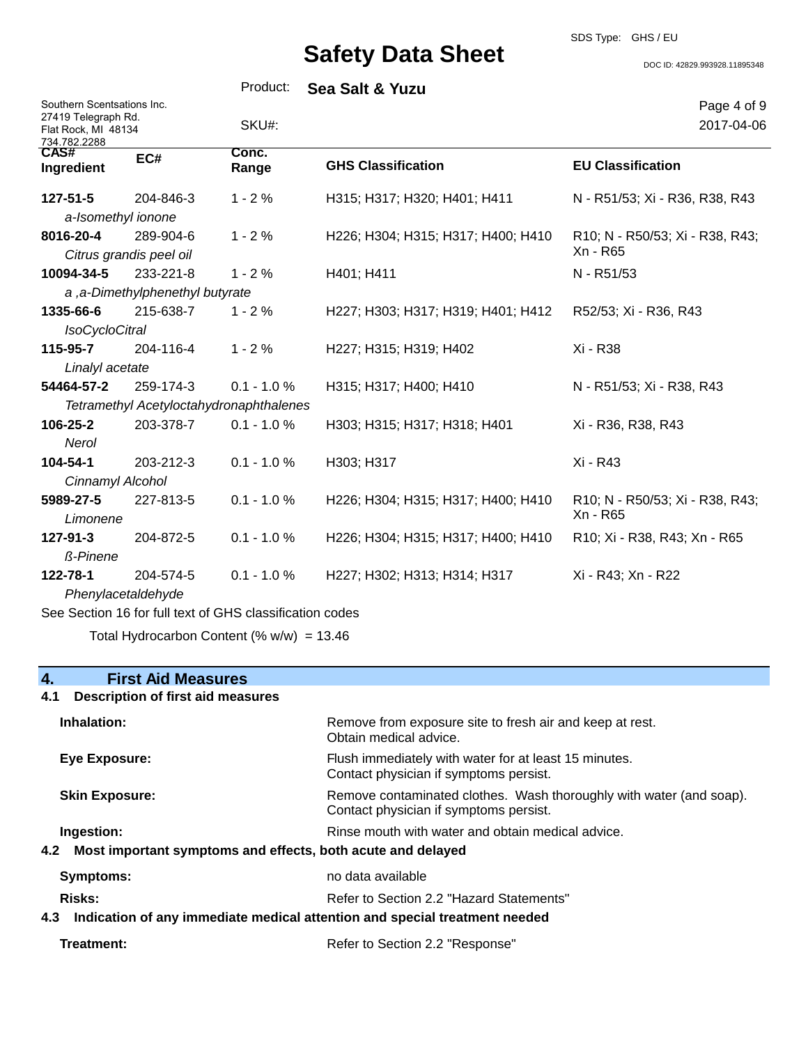| CAS# Ingredient | EC# | Conc. Range | GHS Classification | EU Classification |
|---|---|---|---|---|
| **127-51-5** *a-Isomethyl ionone* | 204-846-3 | 1 - 2 % | H315; H317; H320; H401; H411 | N - R51/53; Xi - R36, R38, R43 |
| **8016-20-4** *Citrus grandis peel oil* | 289-904-6 | 1 - 2 % | H226; H304; H315; H317; H400; H410 | R10; N - R50/53; Xi - R38, R43; Xn - R65 |
| **10094-34-5** *a ,a-Dimethylphenethyl butyrate* | 233-221-8 | 1 - 2 % | H401; H411 | N - R51/53 |
| **1335-66-6** *IsoCycloCitral* | 215-638-7 | 1 - 2 % | H227; H303; H317; H319; H401; H412 | R52/53; Xi - R36, R43 |
| **115-95-7** *Linalyl acetate* | 204-116-4 | 1 - 2 % | H227; H315; H319; H402 | Xi - R38 |
| **54464-57-2** *Tetramethyl Acetyloctahydronaphthalenes* | 259-174-3 | 0.1 - 1.0 % | H315; H317; H400; H410 | N - R51/53; Xi - R38, R43 |
| **106-25-2** *Nerol* | 203-378-7 | 0.1 - 1.0 % | H303; H315; H317; H318; H401 | Xi - R36, R38, R43 |
| **104-54-1** *Cinnamyl Alcohol* | 203-212-3 | 0.1 - 1.0 % | H303; H317 | Xi - R43 |
| **5989-27-5** *Limonene* | 227-813-5 | 0.1 - 1.0 % | H226; H304; H315; H317; H400; H410 | R10; N - R50/53; Xi - R38, R43; Xn - R65 |
| **127-91-3** *ß-Pinene* | 204-872-5 | 0.1 - 1.0 % | H226; H304; H315; H317; H400; H410 | R10; Xi - R38, R43; Xn - R65 |
| **122-78-1** *Phenylacetaldehyde* | 204-574-5 | 0.1 - 1.0 % | H227; H302; H313; H314; H317 | Xi - R43; Xn - R22 |

See Section 16 for full text of GHS classification codes

Total Hydrocarbon Content (% w/w) = 13.46

## 4. First Aid Measures

### 4.1 Description of first aid measures

**Inhalation:** Remove from exposure site to fresh air and keep at rest. Obtain medical advice.

**Eye Exposure:** Flush immediately with water for at least 15 minutes. Contact physician if symptoms persist.

**Skin Exposure:** Remove contaminated clothes. Wash thoroughly with water (and soap). Contact physician if symptoms persist.

**Ingestion:** Rinse mouth with water and obtain medical advice.

### 4.2 Most important symptoms and effects, both acute and delayed

**Symptoms:** no data available

**Risks:** Refer to Section 2.2 "Hazard Statements"

### 4.3 Indication of any immediate medical attention and special treatment needed

**Treatment:** Refer to Section 2.2 "Response"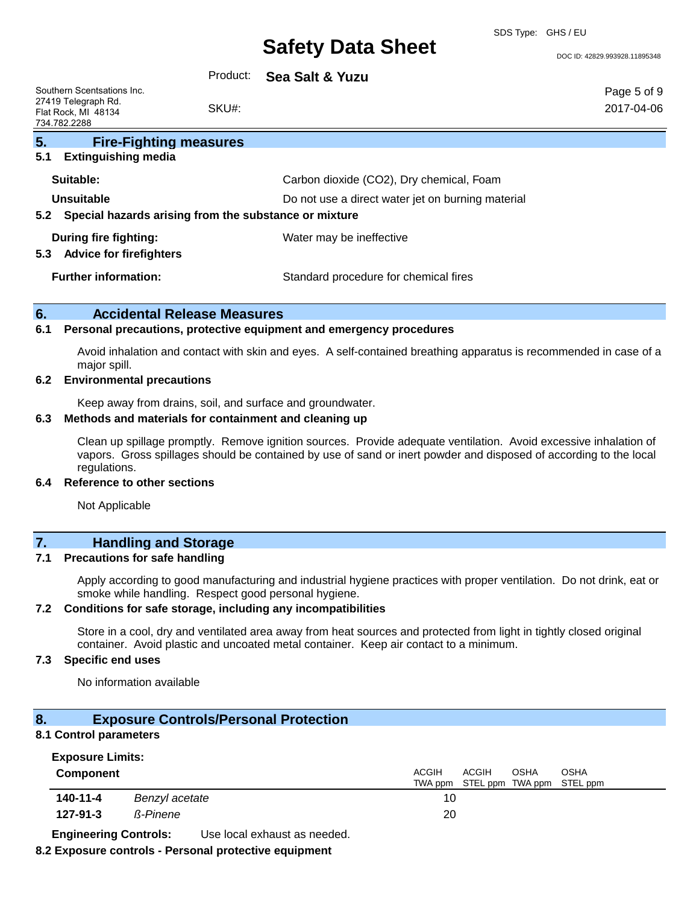## 5. Fire-Fighting measures

### 5.1 Extinguishing media

| | |
|---|---|
| **Suitable:** | Carbon dioxide ($CO_2$), Dry chemical, Foam |
| **Unsuitable** | Do not use a direct water jet on burning material |

### 5.2 Special hazards arising from the substance or mixture

| | |
|---|---|
| **During fire fighting:** | Water may be ineffective |

### 5.3 Advice for firefighters

| | |
|---|---|
| **Further information:** | Standard procedure for chemical fires |

## 6. Accidental Release Measures

### 6.1 Personal precautions, protective equipment and emergency procedures

Avoid inhalation and contact with skin and eyes. A self-contained breathing apparatus is recommended in case of a major spill.

### 6.2 Environmental precautions

Keep away from drains, soil, and surface and groundwater.

### 6.3 Methods and materials for containment and cleaning up

Clean up spillage promptly. Remove ignition sources. Provide adequate ventilation. Avoid excessive inhalation of vapors. Gross spillages should be contained by use of sand or inert powder and disposed of according to the local regulations.

### 6.4 Reference to other sections

Not Applicable

## 7. Handling and Storage

### 7.1 Precautions for safe handling

Apply according to good manufacturing and industrial hygiene practices with proper ventilation. Do not drink, eat or smoke while handling. Respect good personal hygiene.

### 7.2 Conditions for safe storage, including any incompatibilities

Store in a cool, dry and ventilated area away from heat sources and protected from light in tightly closed original container. Avoid plastic and uncoated metal container. Keep air contact to a minimum.

### 7.3 Specific end uses

No information available

## 8. Exposure Controls/Personal Protection

### 8.1 Control parameters

**Exposure Limits:**

| Component | | ACGIH TWA ppm | ACGIH STEL ppm | OSHA TWA ppm | OSHA STEL ppm |
|---|---|---|---|---|---|
| **140-11-4** | *Benzyl acetate* | 10 | | | |
| **127-91-3** | *ß-Pinene* | 20 | | | |

**Engineering Controls:** Use local exhaust as needed.

### 8.2 Exposure controls - Personal protective equipment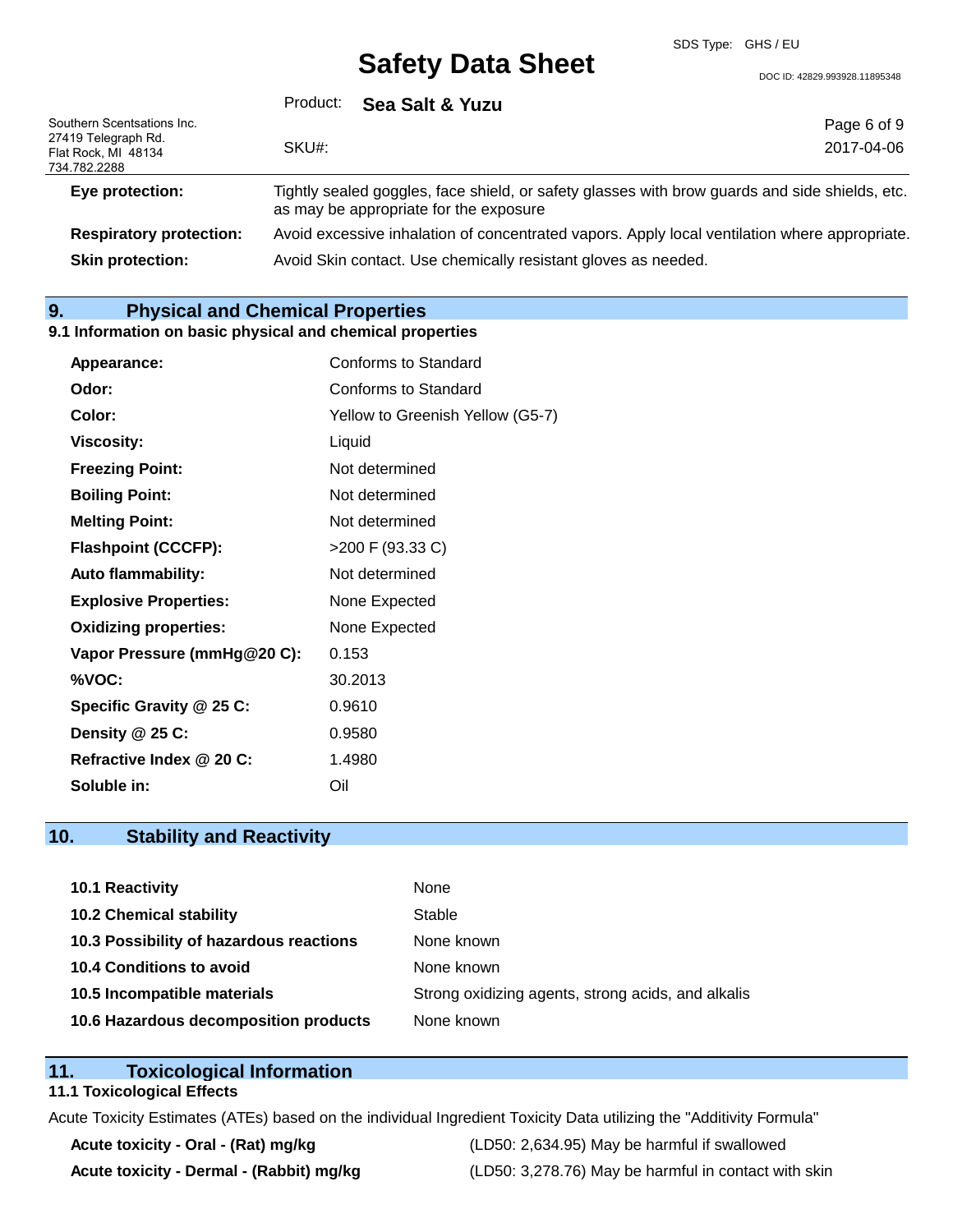| | |
|---|---|
| **Eye protection:** | Tightly sealed goggles, face shield, or safety glasses with brow guards and side shields, etc. as may be appropriate for the exposure |
| **Respiratory protection:** | Avoid excessive inhalation of concentrated vapors. Apply local ventilation where appropriate. |
| **Skin protection:** | Avoid Skin contact. Use chemically resistant gloves as needed. |

## 9. Physical and Chemical Properties

### 9.1 Information on basic physical and chemical properties

| | |
|---|---|
| **Appearance:** | Conforms to Standard |
| **Odor:** | Conforms to Standard |
| **Color:** | Yellow to Greenish Yellow (G5-7) |
| **Viscosity:** | Liquid |
| **Freezing Point:** | Not determined |
| **Boiling Point:** | Not determined |
| **Melting Point:** | Not determined |
| **Flashpoint (CCCFP):** | >200 F (93.33 C) |
| **Auto flammability:** | Not determined |
| **Explosive Properties:** | None Expected |
| **Oxidizing properties:** | None Expected |
| **Vapor Pressure (mmHg@20 C):** | 0.153 |
| **%VOC:** | 30.2013 |
| **Specific Gravity @ 25 C:** | 0.9610 |
| **Density @ 25 C:** | 0.9580 |
| **Refractive Index @ 20 C:** | 1.4980 |
| **Soluble in:** | Oil |

## 10. Stability and Reactivity

| | |
|---|---|
| **10.1 Reactivity** | None |
| **10.2 Chemical stability** | Stable |
| **10.3 Possibility of hazardous reactions** | None known |
| **10.4 Conditions to avoid** | None known |
| **10.5 Incompatible materials** | Strong oxidizing agents, strong acids, and alkalis |
| **10.6 Hazardous decomposition products** | None known |

## 11. Toxicological Information

### 11.1 Toxicological Effects

Acute Toxicity Estimates (ATEs) based on the individual Ingredient Toxicity Data utilizing the "Additivity Formula"

| | |
|---|---|
| **Acute toxicity - Oral - (Rat) mg/kg** | (LD50: 2,634.95) May be harmful if swallowed |
| **Acute toxicity - Dermal - (Rabbit) mg/kg** | (LD50: 3,278.76) May be harmful in contact with skin |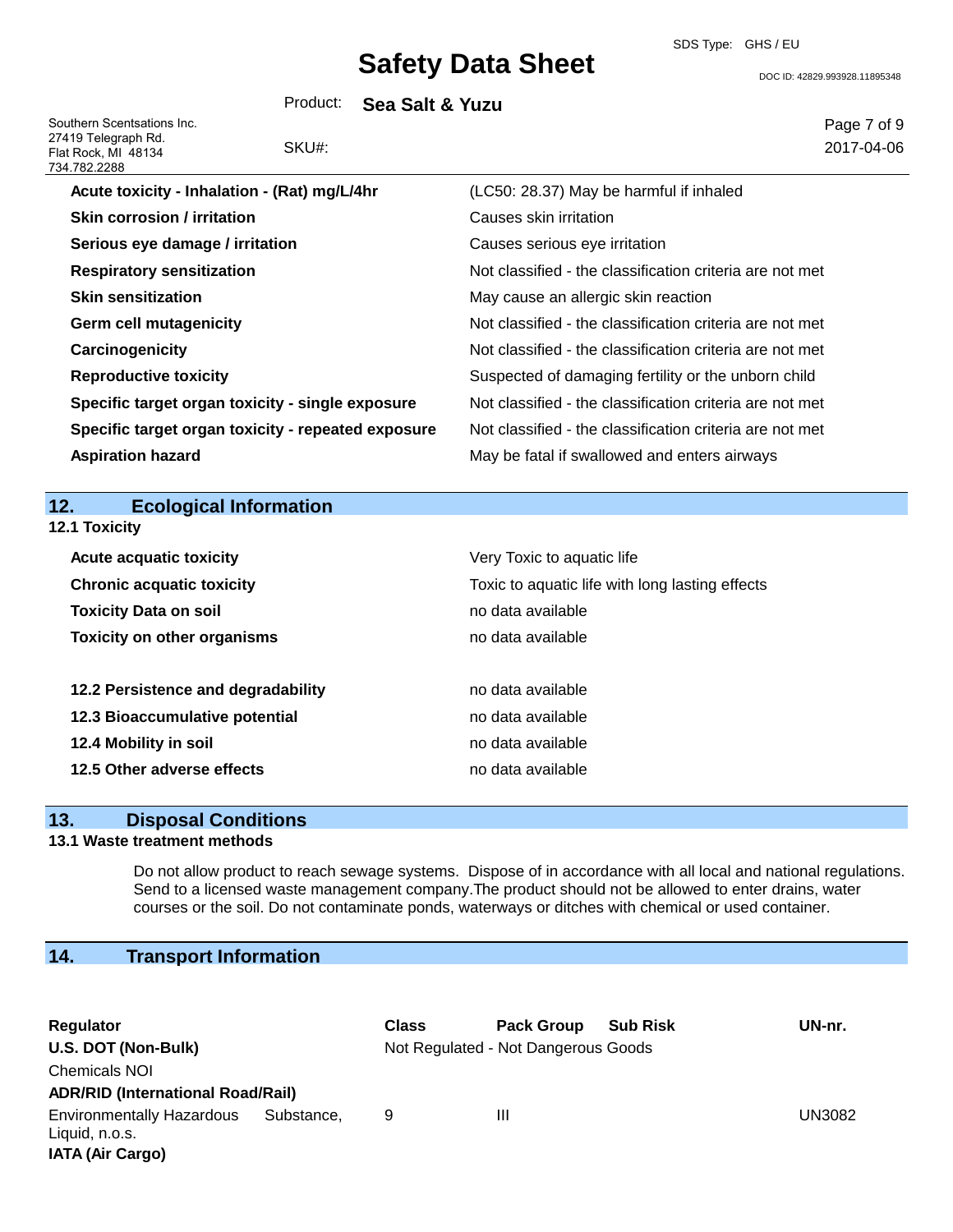| | |
|---|---|
| **Acute toxicity - Inhalation - (Rat) mg/L/4hr** | (LC50: 28.37) May be harmful if inhaled |
| **Skin corrosion / irritation** | Causes skin irritation |
| **Serious eye damage / irritation** | Causes serious eye irritation |
| **Respiratory sensitization** | Not classified - the classification criteria are not met |
| **Skin sensitization** | May cause an allergic skin reaction |
| **Germ cell mutagenicity** | Not classified - the classification criteria are not met |
| **Carcinogenicity** | Not classified - the classification criteria are not met |
| **Reproductive toxicity** | Suspected of damaging fertility or the unborn child |
| **Specific target organ toxicity - single exposure** | Not classified - the classification criteria are not met |
| **Specific target organ toxicity - repeated exposure** | Not classified - the classification criteria are not met |
| **Aspiration hazard** | May be fatal if swallowed and enters airways |

## 12. Ecological Information

### 12.1 Toxicity

| | |
|---|---|
| **Acute acquatic toxicity** | Very Toxic to aquatic life |
| **Chronic acquatic toxicity** | Toxic to aquatic life with long lasting effects |
| **Toxicity Data on soil** | no data available |
| **Toxicity on other organisms** | no data available |
| **12.2 Persistence and degradability** | no data available |
| **12.3 Bioaccumulative potential** | no data available |
| **12.4 Mobility in soil** | no data available |
| **12.5 Other adverse effects** | no data available |

## 13. Disposal Conditions

### 13.1 Waste treatment methods

Do not allow product to reach sewage systems. Dispose of in accordance with all local and national regulations. Send to a licensed waste management company.The product should not be allowed to enter drains, water courses or the soil. Do not contaminate ponds, waterways or ditches with chemical or used container.

## 14. Transport Information

| Regulator | Class | Pack Group | Sub Risk | UN-nr. |
|---|---|---|---|---|
| **U.S. DOT (Non-Bulk)** | Not Regulated - Not Dangerous Goods | | | |
| Chemicals NOI | | | | |
| **ADR/RID (International Road/Rail)** | | | | |
| Environmentally Hazardous Substance, Liquid, n.o.s. | 9 | III | | UN3082 |
| **IATA (Air Cargo)** | | | | |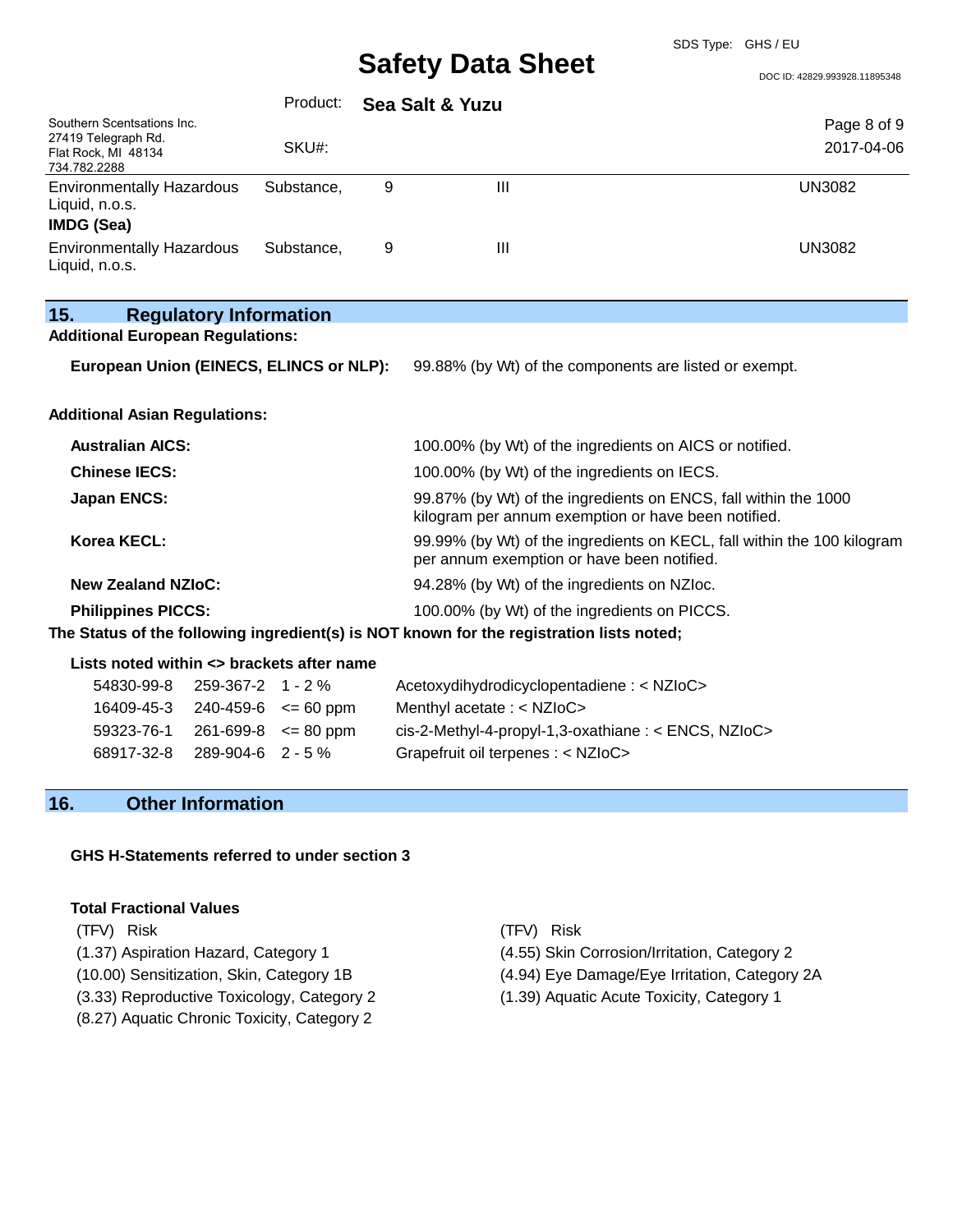| | | | | |
|---|---|---|---|---|
| Environmentally Hazardous Liquid, n.o.s. | Substance, | 9 | III | UN3082 |

**IMDG (Sea)**

| | | | | |
|---|---|---|---|---|
| Environmentally Hazardous Liquid, n.o.s. | Substance, | 9 | III | UN3082 |

## 15. Regulatory Information

**Additional European Regulations:**

**European Union (EINECS, ELINCS or NLP):** 99.88% (by Wt) of the components are listed or exempt.

**Additional Asian Regulations:**

| | |
|---|---|
| **Australian AICS:** | 100.00% (by Wt) of the ingredients on AICS or notified. |
| **Chinese IECS:** | 100.00% (by Wt) of the ingredients on IECS. |
| **Japan ENCS:** | 99.87% (by Wt) of the ingredients on ENCS, fall within the 1000 kilogram per annum exemption or have been notified. |
| **Korea KECL:** | 99.99% (by Wt) of the ingredients on KECL, fall within the 100 kilogram per annum exemption or have been notified. |
| **New Zealand NZIoC:** | 94.28% (by Wt) of the ingredients on NZIoc. |
| **Philippines PICCS:** | 100.00% (by Wt) of the ingredients on PICCS. |

**The Status of the following ingredient(s) is NOT known for the registration lists noted;**

**Lists noted within <> brackets after name**

| | | | |
|---|---|---|---|
| 54830-99-8 | 259-367-2 | 1 - 2 % | Acetoxydihydrodicyclopentadiene : < NZIoC> |
| 16409-45-3 | 240-459-6 | <= 60 ppm | Menthyl acetate : < NZIoC> |
| 59323-76-1 | 261-699-8 | <= 80 ppm | cis-2-Methyl-4-propyl-1,3-oxathiane : < ENCS, NZIoC> |
| 68917-32-8 | 289-904-6 | 2 - 5 % | Grapefruit oil terpenes : < NZIoC> |

## 16. Other Information

**GHS H-Statements referred to under section 3**

**Total Fractional Values**

(TFV) Risk
(1.37) Aspiration Hazard, Category 1
(10.00) Sensitization, Skin, Category 1B
(3.33) Reproductive Toxicology, Category 2
(8.27) Aquatic Chronic Toxicity, Category 2

(TFV) Risk
(4.55) Skin Corrosion/Irritation, Category 2
(4.94) Eye Damage/Eye Irritation, Category 2A
(1.39) Aquatic Acute Toxicity, Category 1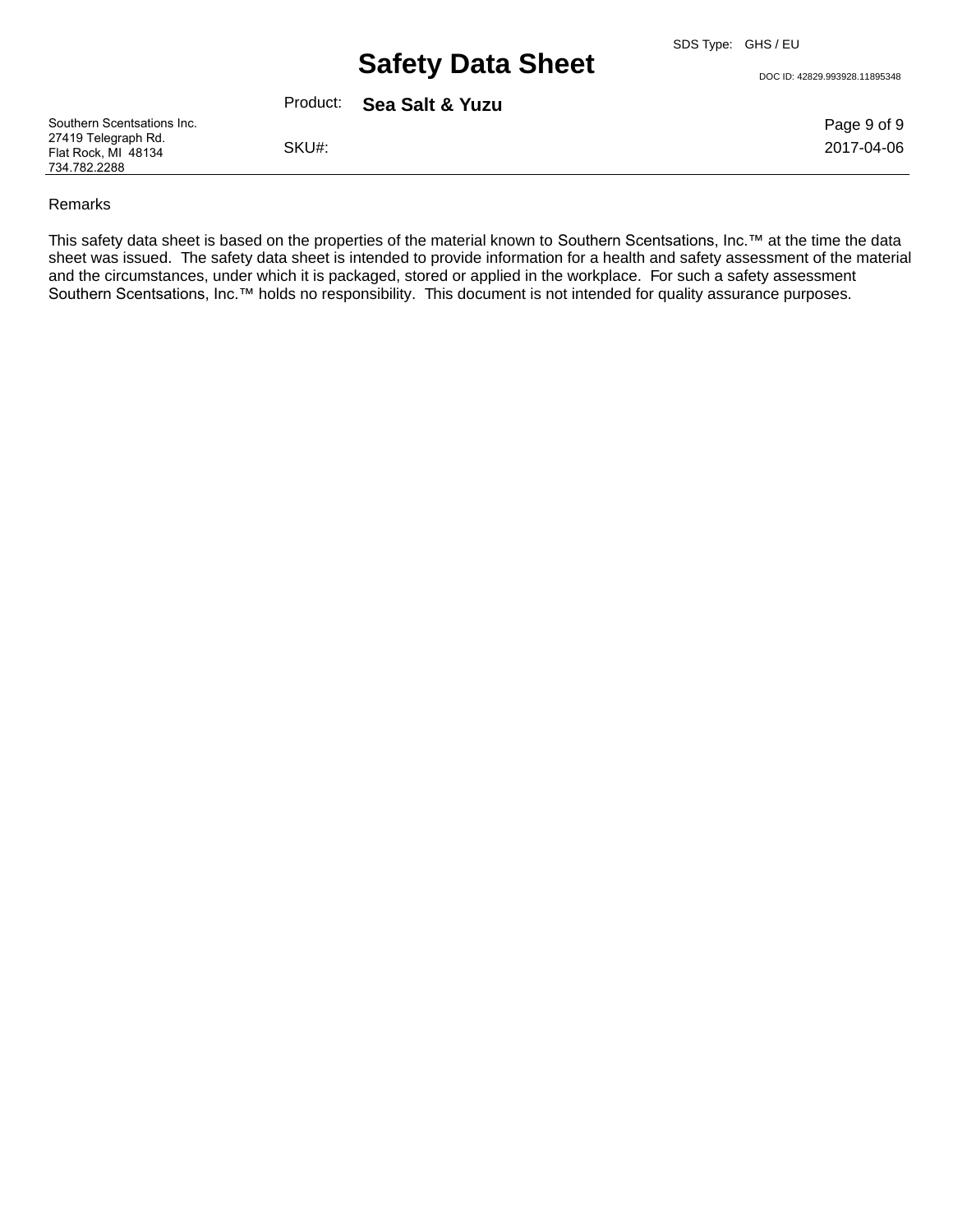## Remarks

This safety data sheet is based on the properties of the material known to Southern Scentsations, Inc.™ at the time the data sheet was issued. The safety data sheet is intended to provide information for a health and safety assessment of the material and the circumstances, under which it is packaged, stored or applied in the workplace. For such a safety assessment Southern Scentsations, Inc.™ holds no responsibility. This document is not intended for quality assurance purposes.